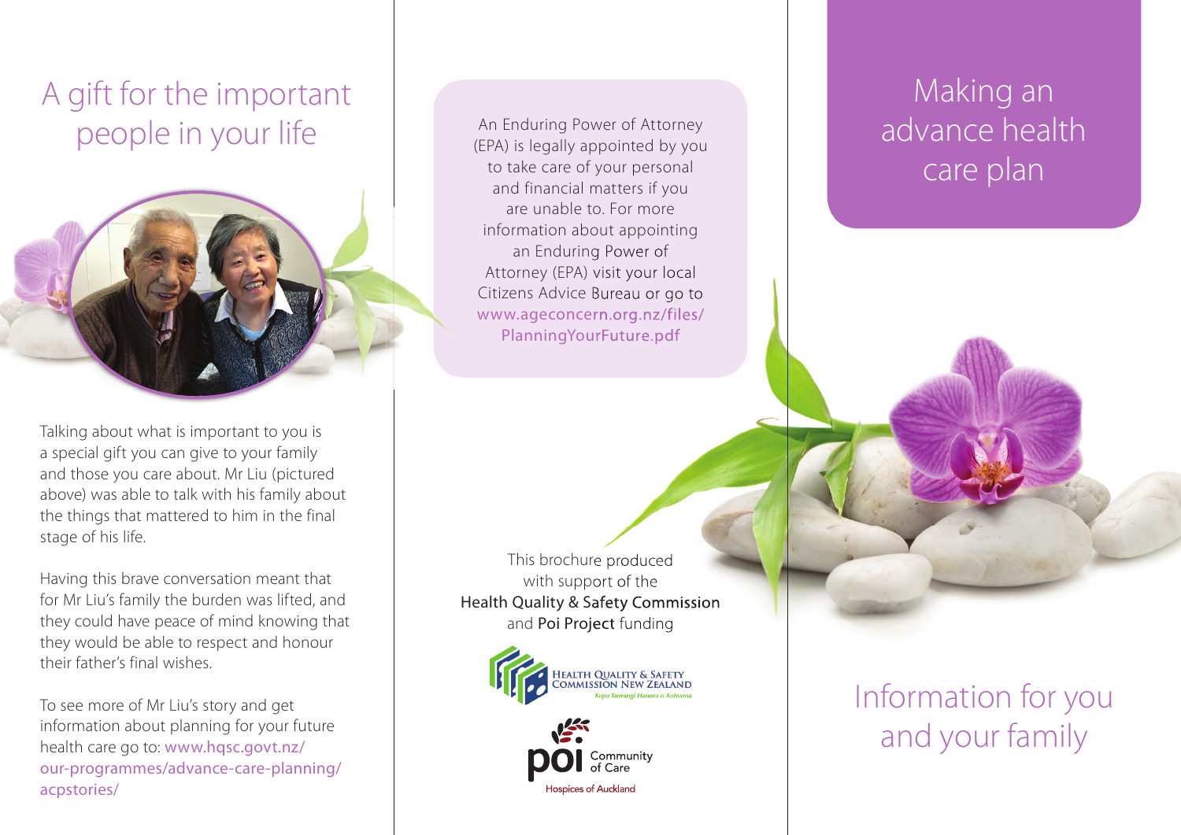# A gift for the important people in your life

Talking about what is important to you is a special gift you can give to your family and those you care about. Mr Liu (pictured above) was able to talk with his family about the things that mattered to him in the final stage of his life.

Having this brave conversation meant that for Mr Liu's family the burden was lifted, and they could have peace of mind knowing that they would be able to respect and honour their father's final wishes.

To see more of Mr Liu's story and get information about planning for your future health care go to: www.hqsc.govt.nz/our-programmes/advance-care-planning/acpstories/

An Enduring Power of Attorney (EPA) is legally appointed by you to take care of your personal and financial matters if you are unable to. For more information about appointing an Enduring Power of Attorney (EPA) visit your local Citizens Advice Bureau or go to www.ageconcern.org.nz/files/PlanningYourFuture.pdf

This brochure produced with support of the Health Quality & Safety Commission and Poi Project funding

Health Quality & Safety Commission New Zealand
*Kupu Taurangi Hauora o Aotearoa*

poi Community of Care
Hospices of Auckland

# Making an advance health care plan

## Information for you and your family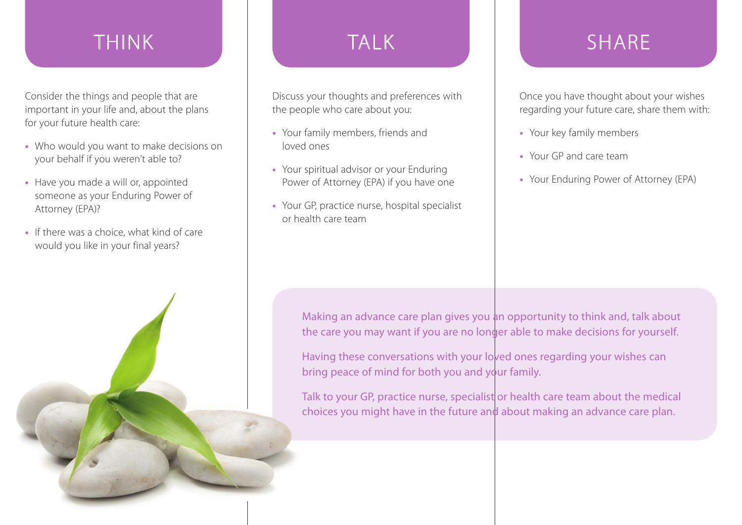## THINK

Consider the things and people that are important in your life and, about the plans for your future health care:

- Who would you want to make decisions on your behalf if you weren't able to?
- Have you made a will or, appointed someone as your Enduring Power of Attorney (EPA)?
- If there was a choice, what kind of care would you like in your final years?

## TALK

Discuss your thoughts and preferences with the people who care about you:

- Your family members, friends and loved ones
- Your spiritual advisor or your Enduring Power of Attorney (EPA) if you have one
- Your GP, practice nurse, hospital specialist or health care team

## SHARE

Once you have thought about your wishes regarding your future care, share them with:

- Your key family members
- Your GP and care team
- Your Enduring Power of Attorney (EPA)

Making an advance care plan gives you an opportunity to think and, talk about the care you may want if you are no longer able to make decisions for yourself.

Having these conversations with your loved ones regarding your wishes can bring peace of mind for both you and your family.

Talk to your GP, practice nurse, specialist or health care team about the medical choices you might have in the future and about making an advance care plan.